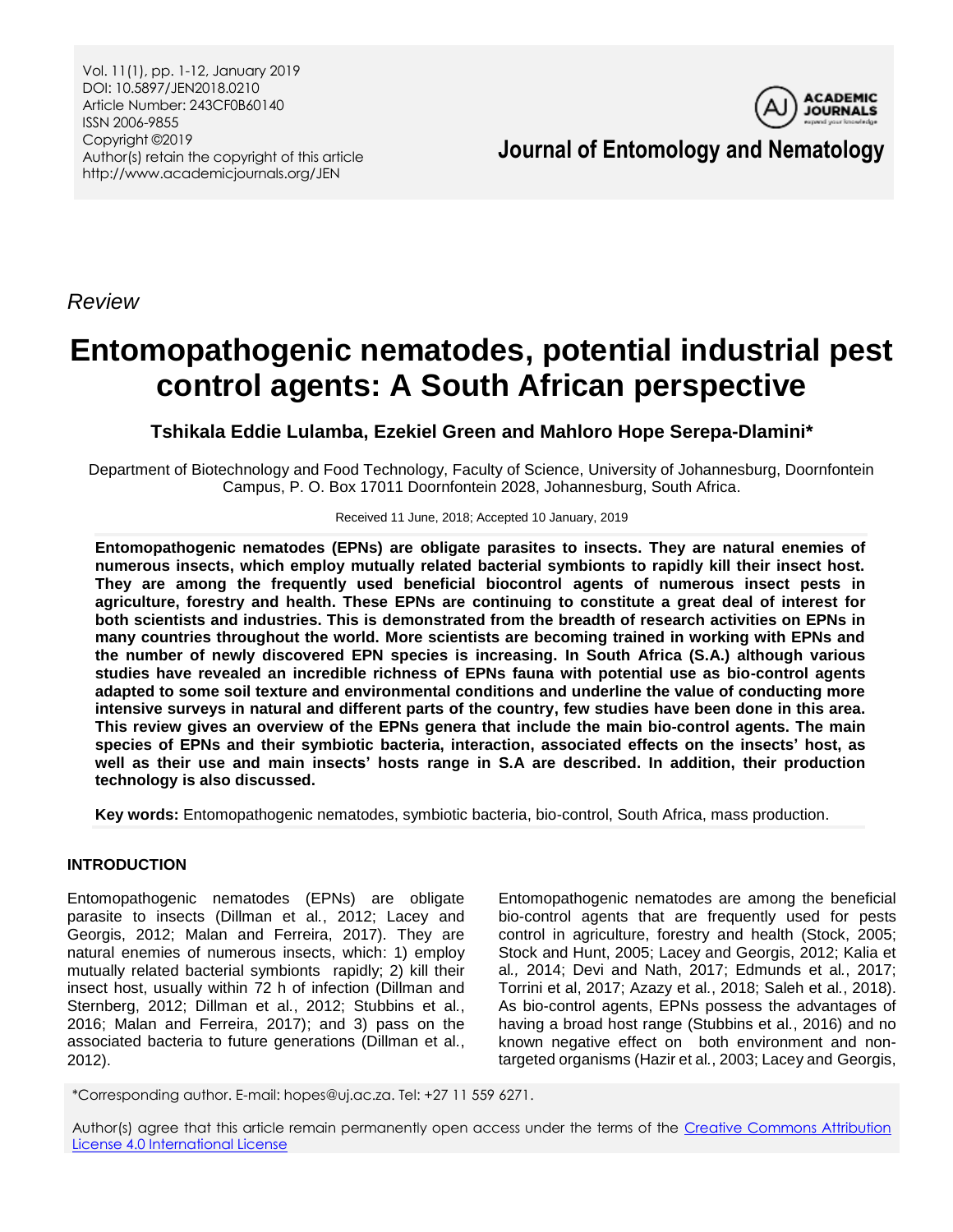*Review*

# Entomopathogenic nematodes, potential industrial pest control agents: A South African perspective

**Tshikala Eddie Lulamba, Ezekiel Green and Mahloro Hope Serepa-Dlamini***

Department of Biotechnology and Food Technology, Faculty of Science, University of Johannesburg, Doornfontein Campus, P. O. Box 17011 Doornfontein 2028, Johannesburg, South Africa.

Received 11 June, 2018; Accepted 10 January, 2019

**Entomopathogenic nematodes (EPNs) are obligate parasites to insects. They are natural enemies of numerous insects, which employ mutually related bacterial symbionts to rapidly kill their insect host. They are among the frequently used beneficial biocontrol agents of numerous insect pests in agriculture, forestry and health. These EPNs are continuing to constitute a great deal of interest for both scientists and industries. This is demonstrated from the breadth of research activities on EPNs in many countries throughout the world. More scientists are becoming trained in working with EPNs and the number of newly discovered EPN species is increasing. In South Africa (S.A.) although various studies have revealed an incredible richness of EPNs fauna with potential use as bio-control agents adapted to some soil texture and environmental conditions and underline the value of conducting more intensive surveys in natural and different parts of the country, few studies have been done in this area. This review gives an overview of the EPNs genera that include the main bio-control agents. The main species of EPNs and their symbiotic bacteria, interaction, associated effects on the insects' host, as well as their use and main insects' hosts range in S.A are described. In addition, their production technology is also discussed.**

**Key words:** Entomopathogenic nematodes, symbiotic bacteria, bio-control, South Africa, mass production.

## INTRODUCTION

Entomopathogenic nematodes (EPNs) are obligate parasite to insects (Dillman et al., 2012; Lacey and Georgis, 2012; Malan and Ferreira, 2017). They are natural enemies of numerous insects, which: 1) employ mutually related bacterial symbionts rapidly; 2) kill their insect host, usually within 72 h of infection (Dillman and Sternberg, 2012; Dillman et al., 2012; Stubbins et al., 2016; Malan and Ferreira, 2017); and 3) pass on the associated bacteria to future generations (Dillman et al., 2012).

Entomopathogenic nematodes are among the beneficial bio-control agents that are frequently used for pests control in agriculture, forestry and health (Stock, 2005; Stock and Hunt, 2005; Lacey and Georgis, 2012; Kalia et al., 2014; Devi and Nath, 2017; Edmunds et al., 2017; Torrini et al, 2017; Azazy et al., 2018; Saleh et al., 2018). As bio-control agents, EPNs possess the advantages of having a broad host range (Stubbins et al., 2016) and no known negative effect on both environment and non-targeted organisms (Hazir et al., 2003; Lacey and Georgis,

*Corresponding author. E-mail: hopes@uj.ac.za. Tel: +27 11 559 6271.

Author(s) agree that this article remain permanently open access under the terms of the Creative Commons Attribution License 4.0 International License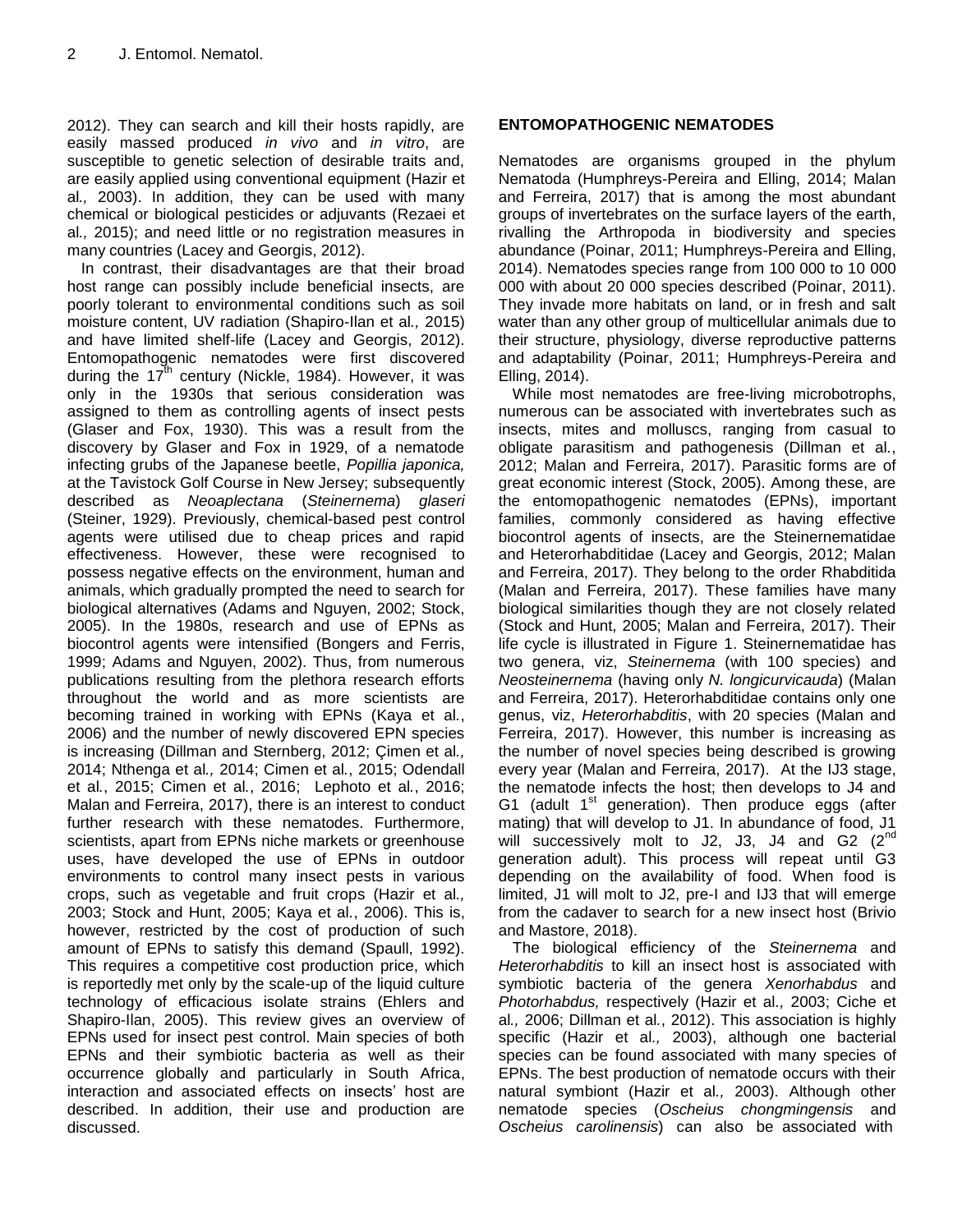2012). They can search and kill their hosts rapidly, are easily massed produced *in vivo* and *in vitro*, are susceptible to genetic selection of desirable traits and, are easily applied using conventional equipment (Hazir et al*.,* 2003). In addition, they can be used with many chemical or biological pesticides or adjuvants (Rezaei et al*.,* 2015); and need little or no registration measures in many countries (Lacey and Georgis, 2012).

In contrast, their disadvantages are that their broad host range can possibly include beneficial insects, are poorly tolerant to environmental conditions such as soil moisture content, UV radiation (Shapiro-Ilan et al*.,* 2015) and have limited shelf-life (Lacey and Georgis, 2012). Entomopathogenic nematodes were first discovered during the 17th century (Nickle, 1984). However, it was only in the 1930s that serious consideration was assigned to them as controlling agents of insect pests (Glaser and Fox, 1930). This was a result from the discovery by Glaser and Fox in 1929, of a nematode infecting grubs of the Japanese beetle, *Popillia japonica,* at the Tavistock Golf Course in New Jersey; subsequently described as *Neoaplectana* (*Steinernema*) *glaseri* (Steiner, 1929). Previously, chemical-based pest control agents were utilised due to cheap prices and rapid effectiveness. However, these were recognised to possess negative effects on the environment, human and animals, which gradually prompted the need to search for biological alternatives (Adams and Nguyen, 2002; Stock, 2005). In the 1980s, research and use of EPNs as biocontrol agents were intensified (Bongers and Ferris, 1999; Adams and Nguyen, 2002). Thus, from numerous publications resulting from the plethora research efforts throughout the world and as more scientists are becoming trained in working with EPNs (Kaya et al*.*, 2006) and the number of newly discovered EPN species is increasing (Dillman and Sternberg, 2012; Çimen et al*.,* 2014; Nthenga et al*.,* 2014; Cimen et al*.*, 2015; Odendall et al*.*, 2015; Cimen et al*.*, 2016; Lephoto et al*.*, 2016; Malan and Ferreira, 2017), there is an interest to conduct further research with these nematodes. Furthermore, scientists, apart from EPNs niche markets or greenhouse uses, have developed the use of EPNs in outdoor environments to control many insect pests in various crops, such as vegetable and fruit crops (Hazir et al*.,* 2003; Stock and Hunt, 2005; Kaya et al*.*, 2006). This is, however, restricted by the cost of production of such amount of EPNs to satisfy this demand (Spaull, 1992). This requires a competitive cost production price, which is reportedly met only by the scale-up of the liquid culture technology of efficacious isolate strains (Ehlers and Shapiro-Ilan, 2005). This review gives an overview of EPNs used for insect pest control. Main species of both EPNs and their symbiotic bacteria as well as their occurrence globally and particularly in South Africa, interaction and associated effects on insects' host are described. In addition, their use and production are discussed.

## ENTOMOPATHOGENIC NEMATODES

Nematodes are organisms grouped in the phylum Nematoda (Humphreys-Pereira and Elling, 2014; Malan and Ferreira, 2017) that is among the most abundant groups of invertebrates on the surface layers of the earth, rivalling the Arthropoda in biodiversity and species abundance (Poinar, 2011; Humphreys-Pereira and Elling, 2014). Nematodes species range from 100 000 to 10 000 000 with about 20 000 species described (Poinar, 2011). They invade more habitats on land, or in fresh and salt water than any other group of multicellular animals due to their structure, physiology, diverse reproductive patterns and adaptability (Poinar, 2011; Humphreys-Pereira and Elling, 2014).

While most nematodes are free-living microbotrophs, numerous can be associated with invertebrates such as insects, mites and molluscs, ranging from casual to obligate parasitism and pathogenesis (Dillman et al*.*, 2012; Malan and Ferreira, 2017). Parasitic forms are of great economic interest (Stock, 2005). Among these, are the entomopathogenic nematodes (EPNs), important families, commonly considered as having effective biocontrol agents of insects, are the Steinernematidae and Heterorhabditidae (Lacey and Georgis, 2012; Malan and Ferreira, 2017). They belong to the order Rhabditida (Malan and Ferreira, 2017). These families have many biological similarities though they are not closely related (Stock and Hunt, 2005; Malan and Ferreira, 2017). Their life cycle is illustrated in Figure 1. Steinernematidae has two genera, viz, *Steinernema* (with 100 species) and *Neosteinernema* (having only *N. longicurvicauda*) (Malan and Ferreira, 2017). Heterorhabditidae contains only one genus, viz, *Heterorhabditis*, with 20 species (Malan and Ferreira, 2017). However, this number is increasing as the number of novel species being described is growing every year (Malan and Ferreira, 2017). At the IJ3 stage, the nematode infects the host; then develops to J4 and G1 (adult 1st generation). Then produce eggs (after mating) that will develop to J1. In abundance of food, J1 will successively molt to J2, J3, J4 and G2 (2nd generation adult). This process will repeat until G3 depending on the availability of food. When food is limited, J1 will molt to J2, pre-I and IJ3 that will emerge from the cadaver to search for a new insect host (Brivio and Mastore, 2018).

The biological efficiency of the *Steinernema* and *Heterorhabditis* to kill an insect host is associated with symbiotic bacteria of the genera *Xenorhabdus* and *Photorhabdus,* respectively (Hazir et al*.,* 2003; Ciche et al*.,* 2006; Dillman et al*.*, 2012). This association is highly specific (Hazir et al*.,* 2003), although one bacterial species can be found associated with many species of EPNs. The best production of nematode occurs with their natural symbiont (Hazir et al*.,* 2003). Although other nematode species (*Oscheius chongmingensis* and *Oscheius carolinensis*) can also be associated with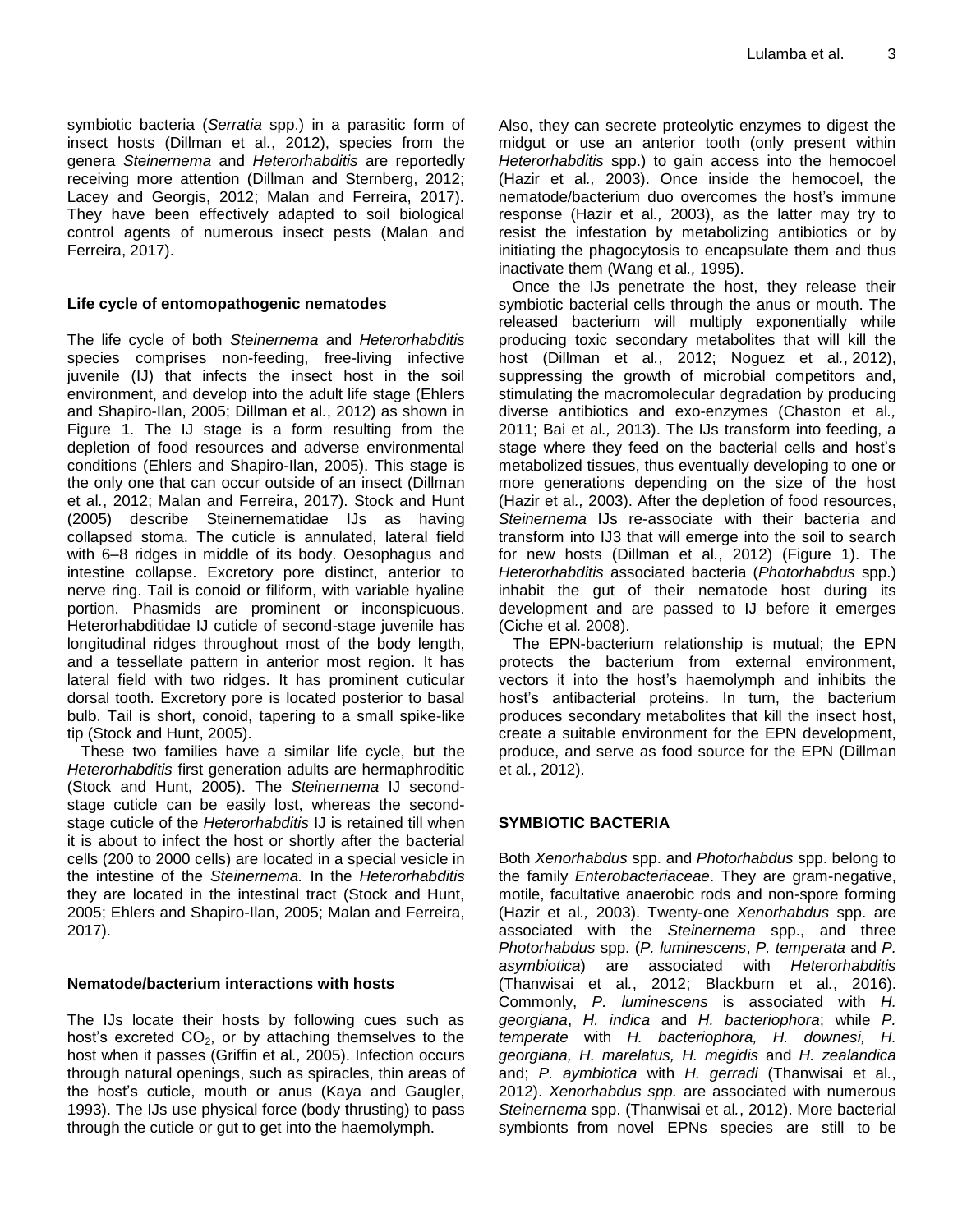symbiotic bacteria (*Serratia* spp.) in a parasitic form of insect hosts (Dillman et al*.*, 2012), species from the genera *Steinernema* and *Heterorhabditis* are reportedly receiving more attention (Dillman and Sternberg, 2012; Lacey and Georgis, 2012; Malan and Ferreira, 2017). They have been effectively adapted to soil biological control agents of numerous insect pests (Malan and Ferreira, 2017).

### Life cycle of entomopathogenic nematodes

The life cycle of both *Steinernema* and *Heterorhabditis* species comprises non-feeding, free-living infective juvenile (IJ) that infects the insect host in the soil environment, and develop into the adult life stage (Ehlers and Shapiro-Ilan, 2005; Dillman et al*.*, 2012) as shown in Figure 1. The IJ stage is a form resulting from the depletion of food resources and adverse environmental conditions (Ehlers and Shapiro-Ilan, 2005). This stage is the only one that can occur outside of an insect (Dillman et al*.*, 2012; Malan and Ferreira, 2017). Stock and Hunt (2005) describe Steinernematidae IJs as having collapsed stoma. The cuticle is annulated, lateral field with 6–8 ridges in middle of its body. Oesophagus and intestine collapse. Excretory pore distinct, anterior to nerve ring. Tail is conoid or filiform, with variable hyaline portion. Phasmids are prominent or inconspicuous. Heterorhabditidae IJ cuticle of second-stage juvenile has longitudinal ridges throughout most of the body length, and a tessellate pattern in anterior most region. It has lateral field with two ridges. It has prominent cuticular dorsal tooth. Excretory pore is located posterior to basal bulb. Tail is short, conoid, tapering to a small spike-like tip (Stock and Hunt, 2005).

These two families have a similar life cycle, but the *Heterorhabditis* first generation adults are hermaphroditic (Stock and Hunt, 2005). The *Steinernema* IJ second-stage cuticle can be easily lost, whereas the second-stage cuticle of the *Heterorhabditis* IJ is retained till when it is about to infect the host or shortly after the bacterial cells (200 to 2000 cells) are located in a special vesicle in the intestine of the *Steinernema.* In the *Heterorhabditis* they are located in the intestinal tract (Stock and Hunt, 2005; Ehlers and Shapiro-Ilan, 2005; Malan and Ferreira, 2017).

### Nematode/bacterium interactions with hosts

The IJs locate their hosts by following cues such as host's excreted $CO_2$, or by attaching themselves to the host when it passes (Griffin et al*.,* 2005). Infection occurs through natural openings, such as spiracles, thin areas of the host's cuticle, mouth or anus (Kaya and Gaugler, 1993). The IJs use physical force (body thrusting) to pass through the cuticle or gut to get into the haemolymph. Also, they can secrete proteolytic enzymes to digest the midgut or use an anterior tooth (only present within *Heterorhabditis* spp.) to gain access into the hemocoel (Hazir et al*.,* 2003). Once inside the hemocoel, the nematode/bacterium duo overcomes the host's immune response (Hazir et al*.,* 2003), as the latter may try to resist the infestation by metabolizing antibiotics or by initiating the phagocytosis to encapsulate them and thus inactivate them (Wang et al*.,* 1995).

Once the IJs penetrate the host, they release their symbiotic bacterial cells through the anus or mouth. The released bacterium will multiply exponentially while producing toxic secondary metabolites that will kill the host (Dillman et al*.*, 2012; Noguez et al*.*, 2012), suppressing the growth of microbial competitors and, stimulating the macromolecular degradation by producing diverse antibiotics and exo-enzymes (Chaston et al*.,* 2011; Bai et al*.,* 2013). The IJs transform into feeding, a stage where they feed on the bacterial cells and host's metabolized tissues, thus eventually developing to one or more generations depending on the size of the host (Hazir et al*.,* 2003). After the depletion of food resources, *Steinernema* IJs re-associate with their bacteria and transform into IJ3 that will emerge into the soil to search for new hosts (Dillman et al*.*, 2012) (Figure 1). The *Heterorhabditis* associated bacteria (*Photorhabdus* spp.) inhabit the gut of their nematode host during its development and are passed to IJ before it emerges (Ciche et al*.* 2008).

The EPN-bacterium relationship is mutual; the EPN protects the bacterium from external environment, vectors it into the host's haemolymph and inhibits the host's antibacterial proteins. In turn, the bacterium produces secondary metabolites that kill the insect host, create a suitable environment for the EPN development, produce, and serve as food source for the EPN (Dillman et al*.*, 2012).

## SYMBIOTIC BACTERIA

Both *Xenorhabdus* spp. and *Photorhabdus* spp. belong to the family *Enterobacteriaceae*. They are gram-negative, motile, facultative anaerobic rods and non-spore forming (Hazir et al*.,* 2003). Twenty-one *Xenorhabdus* spp. are associated with the *Steinernema* spp., and three *Photorhabdus* spp. (*P. luminescens*, *P. temperata* and *P. asymbiotica*) are associated with *Heterorhabditis* (Thanwisai et al*.*, 2012; Blackburn et al*.*, 2016). Commonly, *P. luminescens* is associated with *H. georgiana*, *H. indica* and *H. bacteriophora*; while *P. temperate* with *H. bacteriophora, H. downesi, H. georgiana, H. marelatus, H. megidis* and *H. zealandica* and; *P. aymbiotica* with *H. gerradi* (Thanwisai et al*.*, 2012). *Xenorhabdus spp.* are associated with numerous *Steinernema* spp. (Thanwisai et al*.*, 2012). More bacterial symbionts from novel EPNs species are still to be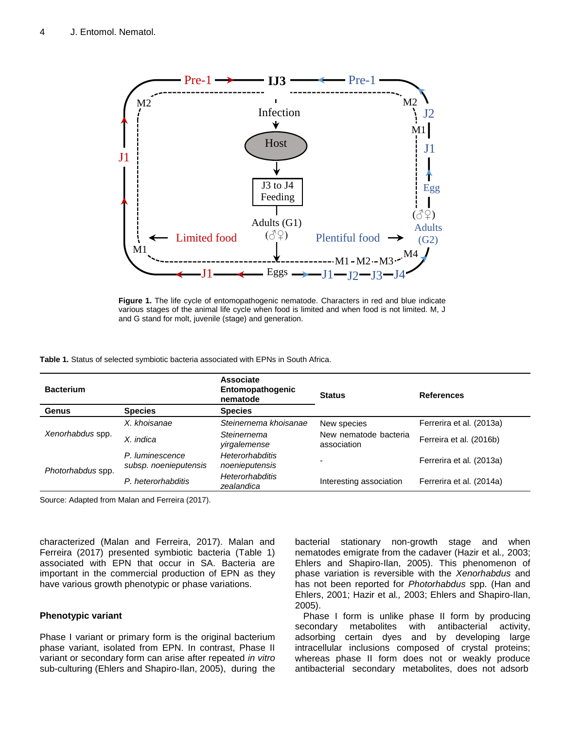Figure 1. The life cycle of entomopathogenic nematode. Characters in red and blue indicate various stages of the animal life cycle when food is limited and when food is not limited. M, J and G stand for molt, juvenile (stage) and generation.

**Table 1.** Status of selected symbiotic bacteria associated with EPNs in South Africa.

| Bacterium | | Associate Entomopathogenic nematode | Status | References |
|---|---|---|---|---|
| **Genus** | **Species** | **Species** | | |
| *Xenorhabdus* spp. | *X. khoisanae* | *Steinernema khoisanae* | New species | Ferrerira et al. (2013a) |
| | *X. indica* | *Steinernema yirgalemense* | New nematode bacteria association | Ferreira et al. (2016b) |
| *Photorhabdus* spp. | *P. luminescence subsp. noenieputensis* | *Heterorhabditis noenieputensis* | - | Ferrerira et al. (2013a) |
| | *P. heterorhabditis* | *Heterorhabditis zealandica* | Interesting association | Ferrerira et al. (2014a) |

Source: Adapted from Malan and Ferreira (2017).

characterized (Malan and Ferreira, 2017). Malan and Ferreira (2017) presented symbiotic bacteria (Table 1) associated with EPN that occur in SA. Bacteria are important in the commercial production of EPN as they have various growth phenotypic or phase variations.

### Phenotypic variant

Phase I variant or primary form is the original bacterium phase variant, isolated from EPN. In contrast, Phase II variant or secondary form can arise after repeated *in vitro* sub-culturing (Ehlers and Shapiro-Ilan, 2005), during the bacterial stationary non-growth stage and when nematodes emigrate from the cadaver (Hazir et al., 2003; Ehlers and Shapiro-Ilan, 2005). This phenomenon of phase variation is reversible with the *Xenorhabdus* and has not been reported for *Photorhabdus* spp. (Han and Ehlers, 2001; Hazir et al., 2003; Ehlers and Shapiro-Ilan, 2005).

Phase I form is unlike phase II form by producing secondary metabolites with antibacterial activity, adsorbing certain dyes and by developing large intracellular inclusions composed of crystal proteins; whereas phase II form does not or weakly produce antibacterial secondary metabolites, does not adsorb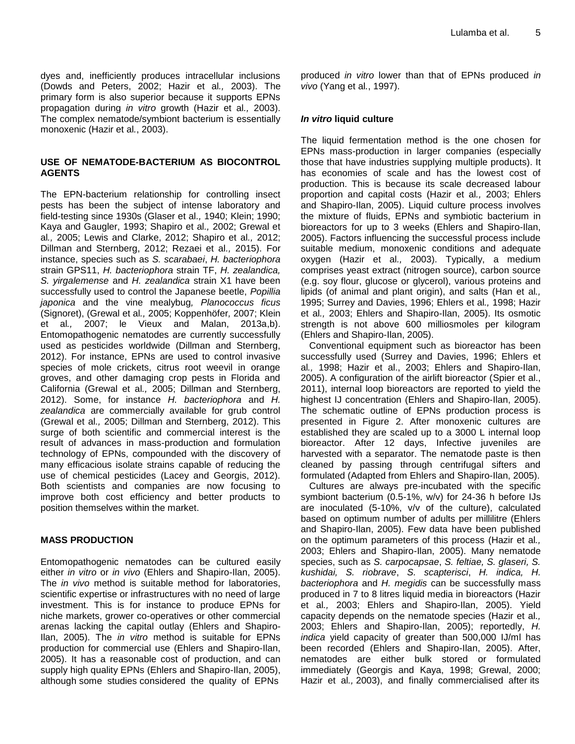dyes and, inefficiently produces intracellular inclusions (Dowds and Peters, 2002; Hazir et al*.,* 2003). The primary form is also superior because it supports EPNs propagation during *in vitro* growth (Hazir et al*.,* 2003). The complex nematode/symbiont bacterium is essentially monoxenic (Hazir et al*.*, 2003).

## USE OF NEMATODE-BACTERIUM AS BIOCONTROL AGENTS

The EPN-bacterium relationship for controlling insect pests has been the subject of intense laboratory and field-testing since 1930s (Glaser et al*.,* 1940; Klein; 1990; Kaya and Gaugler, 1993; Shapiro et al*.,* 2002; Grewal et al*.,* 2005; Lewis and Clarke, 2012; Shapiro et al*.,* 2012; Dillman and Sternberg, 2012; Rezaei et al*.,* 2015). For instance, species such as *S. scarabaei*, *H. bacteriophora* strain GPS11, *H. bacteriophora* strain TF, *H. zealandica, S. yirgalemense* and *H. zealandica* strain X1 have been successfully used to control the Japanese beetle, *Popillia japonica* and the vine mealybug*, Planococcus ficus* (Signoret), (Grewal et al*.,* 2005; Koppenhöfer*,* 2007; Klein et al*.,* 2007; le Vieux and Malan, 2013a,b). Entomopathogenic nematodes are currently successfully used as pesticides worldwide (Dillman and Sternberg, 2012). For instance, EPNs are used to control invasive species of mole crickets, citrus root weevil in orange groves, and other damaging crop pests in Florida and California (Grewal et al*.,* 2005; Dillman and Sternberg, 2012). Some, for instance *H. bacteriophora* and *H. zealandica* are commercially available for grub control (Grewal et al*.,* 2005; Dillman and Sternberg, 2012). This surge of both scientific and commercial interest is the result of advances in mass-production and formulation technology of EPNs, compounded with the discovery of many efficacious isolate strains capable of reducing the use of chemical pesticides (Lacey and Georgis, 2012). Both scientists and companies are now focusing to improve both cost efficiency and better products to position themselves within the market.

## MASS PRODUCTION

Entomopathogenic nematodes can be cultured easily either *in vitro* or *in vivo* (Ehlers and Shapiro-Ilan, 2005). The *in vivo* method is suitable method for laboratories, scientific expertise or infrastructures with no need of large investment. This is for instance to produce EPNs for niche markets, grower co-operatives or other commercial arenas lacking the capital outlay (Ehlers and Shapiro-Ilan, 2005). The *in vitro* method is suitable for EPNs production for commercial use (Ehlers and Shapiro-Ilan, 2005). It has a reasonable cost of production, and can supply high quality EPNs (Ehlers and Shapiro-Ilan, 2005), although some studies considered the quality of EPNs produced *in vitro* lower than that of EPNs produced *in vivo* (Yang et al*.*, 1997).

### *In vitro* liquid culture

The liquid fermentation method is the one chosen for EPNs mass-production in larger companies (especially those that have industries supplying multiple products). It has economies of scale and has the lowest cost of production. This is because its scale decreased labour proportion and capital costs (Hazir et al*.,* 2003; Ehlers and Shapiro-Ilan, 2005). Liquid culture process involves the mixture of fluids, EPNs and symbiotic bacterium in bioreactors for up to 3 weeks (Ehlers and Shapiro-Ilan, 2005). Factors influencing the successful process include suitable medium, monoxenic conditions and adequate oxygen (Hazir et al*.,* 2003). Typically, a medium comprises yeast extract (nitrogen source), carbon source (e.g. soy flour, glucose or glycerol), various proteins and lipids (of animal and plant origin), and salts (Han et al*.,* 1995; Surrey and Davies, 1996; Ehlers et al*.,* 1998; Hazir et al*.,* 2003; Ehlers and Shapiro-Ilan, 2005). Its osmotic strength is not above 600 milliosmoles per kilogram (Ehlers and Shapiro-Ilan, 2005).

Conventional equipment such as bioreactor has been successfully used (Surrey and Davies, 1996; Ehlers et al*.,* 1998; Hazir et al., 2003; Ehlers and Shapiro-Ilan, 2005). A configuration of the airlift bioreactor (Spier et al., 2011), internal loop bioreactors are reported to yield the highest IJ concentration (Ehlers and Shapiro-Ilan, 2005). The schematic outline of EPNs production process is presented in Figure 2. After monoxenic cultures are established they are scaled up to a 3000 L internal loop bioreactor. After 12 days, Infective juveniles are harvested with a separator. The nematode paste is then cleaned by passing through centrifugal sifters and formulated (Adapted from Ehlers and Shapiro-Ilan, 2005).

Cultures are always pre-incubated with the specific symbiont bacterium (0.5-1%, w/v) for 24-36 h before IJs are inoculated (5-10%, v/v of the culture), calculated based on optimum number of adults per millilitre (Ehlers and Shapiro-Ilan, 2005). Few data have been published on the optimum parameters of this process (Hazir et al*.,* 2003; Ehlers and Shapiro-Ilan, 2005). Many nematode species, such as *S. carpocapsae*, *S. feltiae, S. glaseri, S. kushidai, S. riobrave*, *S. scapterisci*, *H. indica, H. bacteriophora* and *H. megidis* can be successfully mass produced in 7 to 8 litres liquid media in bioreactors (Hazir et al*.,* 2003; Ehlers and Shapiro-Ilan, 2005). Yield capacity depends on the nematode species (Hazir et al*.,* 2003; Ehlers and Shapiro-Ilan, 2005); reportedly, *H. indica* yield capacity of greater than 500,000 IJ/ml has been recorded (Ehlers and Shapiro-Ilan, 2005). After, nematodes are either bulk stored or formulated immediately (Georgis and Kaya, 1998; Grewal, 2000; Hazir et al*.,* 2003), and finally commercialised after its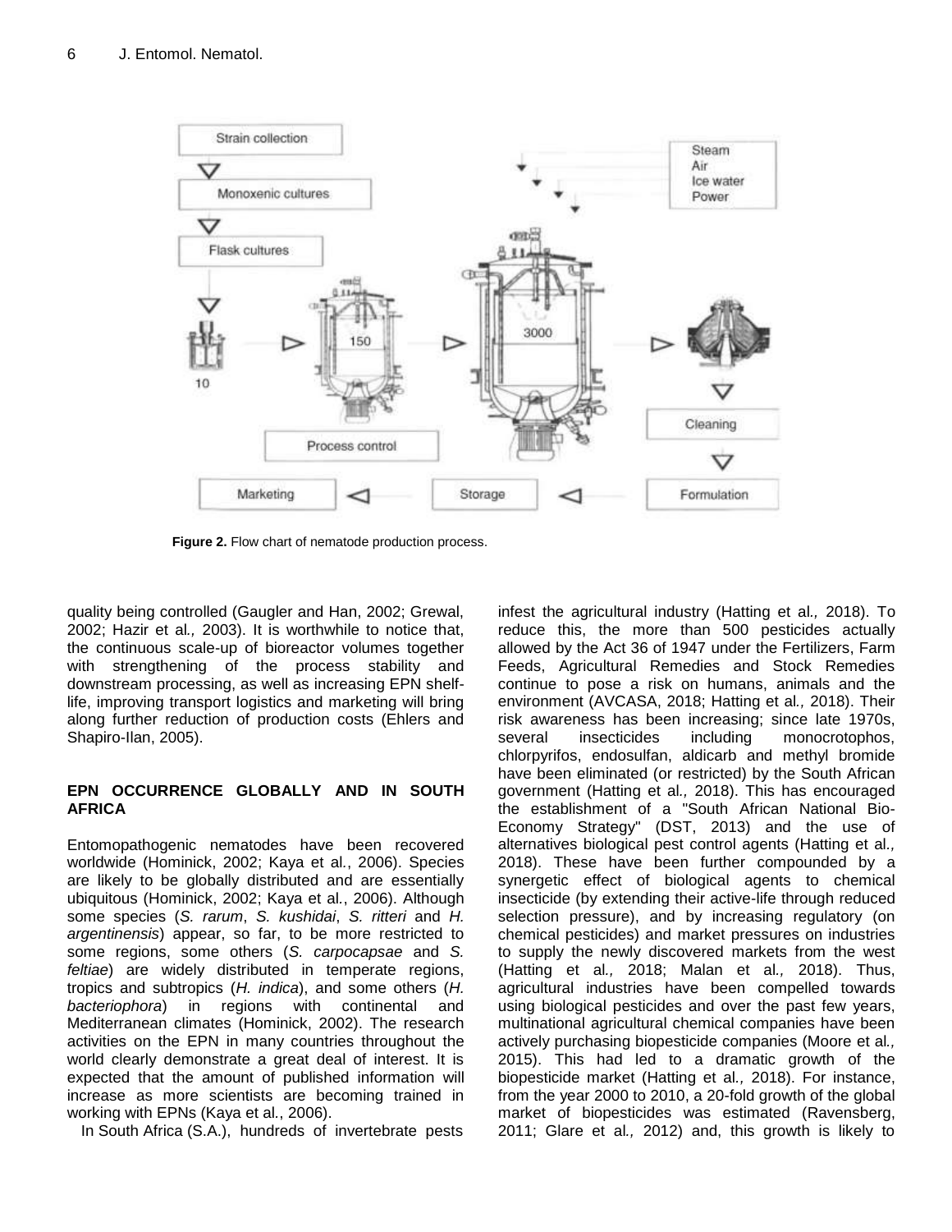Figure 2. Flow chart of nematode production process.

quality being controlled (Gaugler and Han, 2002; Grewal, 2002; Hazir et al*.,* 2003). It is worthwhile to notice that, the continuous scale-up of bioreactor volumes together with strengthening of the process stability and downstream processing, as well as increasing EPN shelf-life, improving transport logistics and marketing will bring along further reduction of production costs (Ehlers and Shapiro-Ilan, 2005).

## EPN OCCURRENCE GLOBALLY AND IN SOUTH AFRICA

Entomopathogenic nematodes have been recovered worldwide (Hominick, 2002; Kaya et al., 2006). Species are likely to be globally distributed and are essentially ubiquitous (Hominick, 2002; Kaya et al., 2006). Although some species (*S. rarum*, *S. kushidai*, *S. ritteri* and *H. argentinensis*) appear, so far, to be more restricted to some regions, some others (*S. carpocapsae* and *S. feltiae*) are widely distributed in temperate regions, tropics and subtropics (*H. indica*), and some others (*H. bacteriophora*) in regions with continental and Mediterranean climates (Hominick, 2002). The research activities on the EPN in many countries throughout the world clearly demonstrate a great deal of interest. It is expected that the amount of published information will increase as more scientists are becoming trained in working with EPNs (Kaya et al., 2006).

In South Africa (S.A.), hundreds of invertebrate pests infest the agricultural industry (Hatting et al*.,* 2018). To reduce this, the more than 500 pesticides actually allowed by the Act 36 of 1947 under the Fertilizers, Farm Feeds, Agricultural Remedies and Stock Remedies continue to pose a risk on humans, animals and the environment (AVCASA, 2018; Hatting et al*.,* 2018). Their risk awareness has been increasing; since late 1970s, several insecticides including monocrotophos, chlorpyrifos, endosulfan, aldicarb and methyl bromide have been eliminated (or restricted) by the South African government (Hatting et al*.,* 2018). This has encouraged the establishment of a "South African National Bio-Economy Strategy" (DST, 2013) and the use of alternatives biological pest control agents (Hatting et al*.,* 2018). These have been further compounded by a synergetic effect of biological agents to chemical insecticide (by extending their active-life through reduced selection pressure), and by increasing regulatory (on chemical pesticides) and market pressures on industries to supply the newly discovered markets from the west (Hatting et al*.,* 2018; Malan et al*.,* 2018). Thus, agricultural industries have been compelled towards using biological pesticides and over the past few years, multinational agricultural chemical companies have been actively purchasing biopesticide companies (Moore et al*.,* 2015). This had led to a dramatic growth of the biopesticide market (Hatting et al*.,* 2018). For instance, from the year 2000 to 2010, a 20-fold growth of the global market of biopesticides was estimated (Ravensberg, 2011; Glare et al*.,* 2012) and, this growth is likely to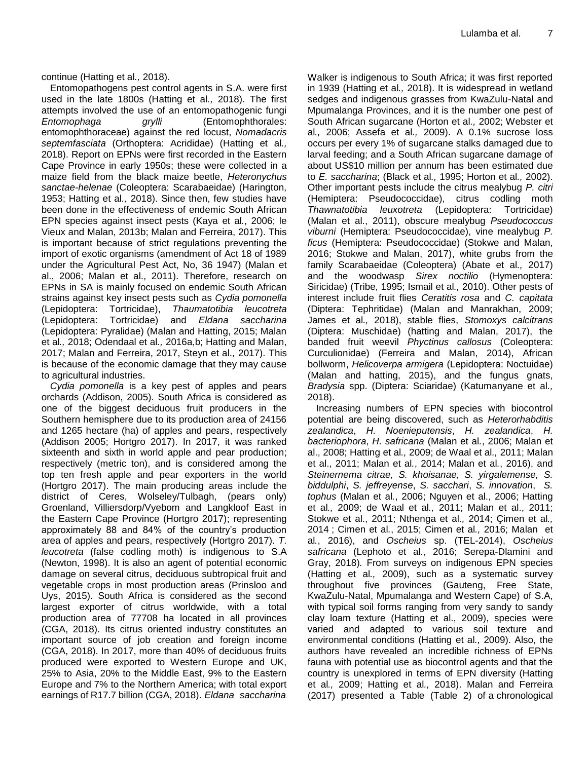continue (Hatting et al*.,* 2018).

Entomopathogens pest control agents in S.A. were first used in the late 1800s (Hatting et al*.,* 2018). The first attempts involved the use of an entomopathogenic fungi *Entomophaga grylli* (Entomophthorales: entomophthoraceae) against the red locust, *Nomadacris septemfasciata* (Orthoptera: Acrididae) (Hatting et al*.,* 2018). Report on EPNs were first recorded in the Eastern Cape Province in early 1950s; these were collected in a maize field from the black maize beetle, *Heteronychus sanctae-helenae* (Coleoptera: Scarabaeidae) (Harington, 1953; Hatting et al*.,* 2018). Since then, few studies have been done in the effectiveness of endemic South African EPN species against insect pests (Kaya et al., 2006; le Vieux and Malan, 2013b; Malan and Ferreira, 2017). This is important because of strict regulations preventing the import of exotic organisms (amendment of Act 18 of 1989 under the Agricultural Pest Act, No, 36 1947) (Malan et al., 2006; Malan et al., 2011). Therefore, research on EPNs in SA is mainly focused on endemic South African strains against key insect pests such as *Cydia pomonella* (Lepidoptera: Tortricidae), *Thaumatotibia leucotreta* (Lepidoptera: Tortricidae) and *Eldana saccharina* (Lepidoptera: Pyralidae) (Malan and Hatting, 2015; Malan et al*.,* 2018; Odendaal et al*.,* 2016a,b; Hatting and Malan, 2017; Malan and Ferreira, 2017, Steyn et al*.,* 2017). This is because of the economic damage that they may cause to agricultural industries.

*Cydia pomonella* is a key pest of apples and pears orchards (Addison, 2005). South Africa is considered as one of the biggest deciduous fruit producers in the Southern hemisphere due to its production area of 24156 and 1265 hectare (ha) of apples and pears, respectively (Addison 2005; Hortgro 2017). In 2017, it was ranked sixteenth and sixth in world apple and pear production; respectively (metric ton), and is considered among the top ten fresh apple and pear exporters in the world (Hortgro 2017). The main producing areas include the district of Ceres, Wolseley/Tulbagh, (pears only) Groenland, Villiersdorp/Vyebom and Langkloof East in the Eastern Cape Province (Hortgro 2017); representing approximately 88 and 84% of the country's production area of apples and pears, respectively (Hortgro 2017). *T. leucotreta* (false codling moth) is indigenous to S.A (Newton, 1998). It is also an agent of potential economic damage on several citrus, deciduous subtropical fruit and vegetable crops in most production areas (Prinsloo and Uys, 2015). South Africa is considered as the second largest exporter of citrus worldwide, with a total production area of 77708 ha located in all provinces (CGA, 2018). Its citrus oriented industry constitutes an important source of job creation and foreign income (CGA, 2018). In 2017, more than 40% of deciduous fruits produced were exported to Western Europe and UK, 25% to Asia, 20% to the Middle East, 9% to the Eastern Europe and 7% to the Northern America; with total export earnings of R17.7 billion (CGA, 2018). *Eldana saccharina* Walker is indigenous to South Africa; it was first reported in 1939 (Hatting et al*.,* 2018). It is widespread in wetland sedges and indigenous grasses from KwaZulu-Natal and Mpumalanga Provinces, and it is the number one pest of South African sugarcane (Horton et al*.,* 2002; Webster et al*.,* 2006; Assefa et al*.,* 2009). A 0.1% sucrose loss occurs per every 1% of sugarcane stalks damaged due to larval feeding; and a South African sugarcane damage of about US$10 million per annum has been estimated due to *E. saccharina*; (Black et al*.,* 1995; Horton et al*.,* 2002). Other important pests include the citrus mealybug *P. citri* (Hemiptera: Pseudococcidae), citrus codling moth *Thawnatotibia leuxotreta* (Lepidoptera: Tortricidae) (Malan et al., 2011), obscure mealybug *Pseudococcus viburni* (Hemiptera: Pseudococcidae), vine mealybug *P. ficus* (Hemiptera: Pseudococcidae) (Stokwe and Malan, 2016; Stokwe and Malan, 2017), white grubs from the family Scarabaeidae (Coleoptera) (Abate et al*.,* 2017) and the woodwasp *Sirex noctilio* (Hymenoptera: Siricidae) (Tribe, 1995; Ismail et al*.,* 2010). Other pests of interest include fruit flies *Ceratitis rosa* and *C. capitata* (Diptera: Tephritidae) (Malan and Manrakhan, 2009; James et al*.,* 2018), stable flies, *Stomoxys calcitrans* (Diptera: Muschidae) (hatting and Malan, 2017), the banded fruit weevil *Phyctinus callosus* (Coleoptera: Curculionidae) (Ferreira and Malan, 2014), African bollworm, *Helicoverpa armigera* (Lepidoptera: Noctuidae) (Malan and hatting, 2015), and the fungus gnats, *Bradysia* spp. (Diptera: Sciaridae) (Katumanyane et al*.,* 2018).

Increasing numbers of EPN species with biocontrol potential are being discovered, such as *Heterorhabditis zealandica*, *H. Noenieputensis*, *H. zealandica*, *H. bacteriophora*, *H. safricana* (Malan et al., 2006; Malan et al., 2008; Hatting et al*.,* 2009; de Waal et al*.,* 2011; Malan et al., 2011; Malan et al., 2014; Malan et al., 2016), and *Steinernema citrae, S. khoisanae, S. yirgalemense, S. biddulphi*, *S. jeffreyense*, *S. sacchari*, *S. innovation*, *S. tophus* (Malan et al., 2006; Nguyen et al., 2006; Hatting et al*.,* 2009; de Waal et al*.,* 2011; Malan et al., 2011; Stokwe et al., 2011; Nthenga et al*.,* 2014; Çimen et al*.,* 2014 ; Cimen et al., 2015; Cimen et al*.,* 2016; Malan et al., 2016), and *Oscheius* sp. (TEL-2014), *Oscheius safricana* (Lephoto et al., 2016; Serepa-Dlamini and Gray, 2018)*.* From surveys on indigenous EPN species (Hatting et al*.,* 2009), such as a systematic survey throughout five provinces (Gauteng, Free State, KwaZulu-Natal, Mpumalanga and Western Cape) of S.A, with typical soil forms ranging from very sandy to sandy clay loam texture (Hatting et al., 2009), species were varied and adapted to various soil texture and environmental conditions (Hatting et al*.,* 2009). Also, the authors have revealed an incredible richness of EPNs fauna with potential use as biocontrol agents and that the country is unexplored in terms of EPN diversity (Hatting et al*.,* 2009; Hatting et al*.,* 2018). Malan and Ferreira (2017) presented a Table (Table 2) of a chronological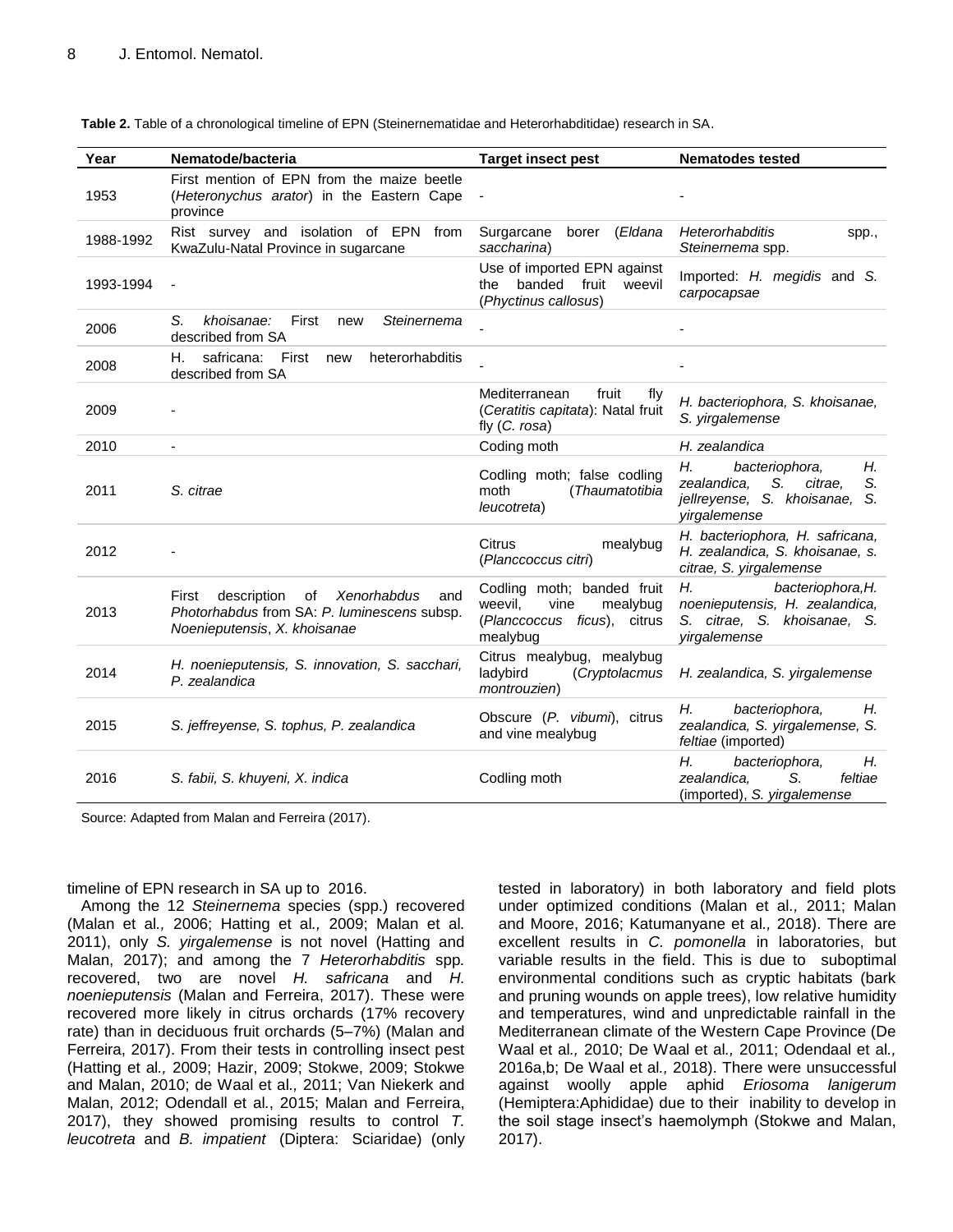**Table 2.** Table of a chronological timeline of EPN (Steinernematidae and Heterorhabditidae) research in SA.

| Year | Nematode/bacteria | Target insect pest | Nematodes tested |
|---|---|---|---|
| 1953 | First mention of EPN from the maize beetle (*Heteronychus arator*) in the Eastern Cape province | - | - |
| 1988-1992 | Rist survey and isolation of EPN from KwaZulu-Natal Province in sugarcane | Surgarcane borer (*Eldana saccharina*) | *Heterorhabditis* spp., *Steinernema* spp. |
| 1993-1994 | - | Use of imported EPN against the banded fruit weevil (*Phyctinus callosus*) | Imported: *H. megidis* and *S. carpocapsae* |
| 2006 | *S. khoisanae:* First new *Steinernema* described from SA | - | - |
| 2008 | H. safricana: First new heterorhabditis described from SA | - | - |
| 2009 | - | Mediterranean fruit fly (*Ceratitis capitata*): Natal fruit fly (*C. rosa*) | *H. bacteriophora, S. khoisanae, S. yirgalemense* |
| 2010 | - | Coding moth | *H. zealandica* |
| 2011 | *S. citrae* | Codling moth; false codling moth (*Thaumatotibia leucotreta*) | *H. bacteriophora, H. zealandica, S. citrae, S. jellreyense, S. khoisanae, S. yirgalemense* |
| 2012 | - | Citrus mealybug (*Planccoccus citri*) | *H. bacteriophora, H. safricana, H. zealandica, S. khoisanae, s. citrae, S. yirgalemense* |
| 2013 | First description of *Xenorhabdus* and *Photorhabdus* from SA: *P. luminescens* subsp. *Noenieputensis*, *X. khoisanae* | Codling moth; banded fruit weevil, vine mealybug (*Planccoccus ficus*), citrus mealybug | *H. bacteriophora,H. noenieputensis, H. zealandica, S. citrae, S. khoisanae, S. yirgalemense* |
| 2014 | *H. noenieputensis, S. innovation, S. sacchari, P. zealandica* | Citrus mealybug, mealybug ladybird (*Cryptolacmus montrouzien*) | *H. zealandica, S. yirgalemense* |
| 2015 | *S. jeffreyense, S. tophus, P. zealandica* | Obscure (*P. vibumi*), citrus and vine mealybug | *H. bacteriophora, H. zealandica, S. yirgalemense, S. feltiae* (imported) |
| 2016 | *S. fabii, S. khuyeni, X. indica* | Codling moth | *H. bacteriophora, H. zealandica, S. feltiae* (imported), *S. yirgalemense* |

Source: Adapted from Malan and Ferreira (2017).

timeline of EPN research in SA up to 2016.

Among the 12 *Steinernema* species (spp.) recovered (Malan et al*.,* 2006; Hatting et al*.,* 2009; Malan et al*.* 2011), only *S. yirgalemense* is not novel (Hatting and Malan, 2017); and among the 7 *Heterorhabditis* spp*.* recovered, two are novel *H. safricana* and *H. noenieputensis* (Malan and Ferreira, 2017). These were recovered more likely in citrus orchards (17% recovery rate) than in deciduous fruit orchards (5–7%) (Malan and Ferreira, 2017). From their tests in controlling insect pest (Hatting et al*.,* 2009; Hazir, 2009; Stokwe, 2009; Stokwe and Malan, 2010; de Waal et al*.*, 2011; Van Niekerk and Malan, 2012; Odendall et al., 2015; Malan and Ferreira, 2017), they showed promising results to control *T. leucotreta* and *B. impatient* (Diptera: Sciaridae) (only tested in laboratory) in both laboratory and field plots under optimized conditions (Malan et al*.,* 2011; Malan and Moore, 2016; Katumanyane et al*.,* 2018). There are excellent results in *C. pomonella* in laboratories, but variable results in the field. This is due to suboptimal environmental conditions such as cryptic habitats (bark and pruning wounds on apple trees), low relative humidity and temperatures, wind and unpredictable rainfall in the Mediterranean climate of the Western Cape Province (De Waal et al*.,* 2010; De Waal et al*.,* 2011; Odendaal et al*.,* 2016a,b; De Waal et al*.,* 2018). There were unsuccessful against woolly apple aphid *Eriosoma lanigerum* (Hemiptera:Aphididae) due to their inability to develop in the soil stage insect's haemolymph (Stokwe and Malan, 2017).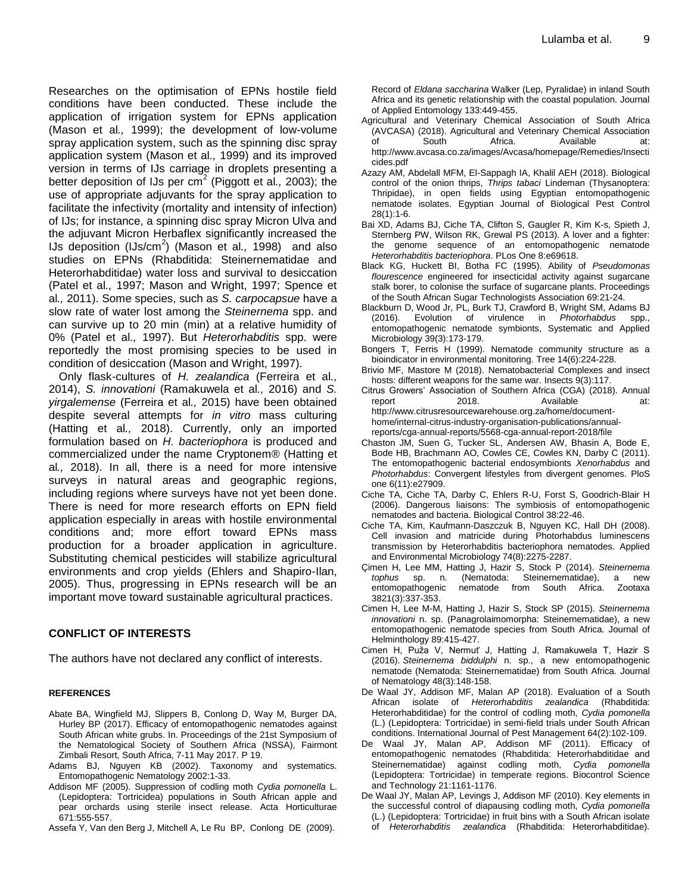Researches on the optimisation of EPNs hostile field conditions have been conducted. These include the application of irrigation system for EPNs application (Mason et al*.,* 1999); the development of low-volume spray application system, such as the spinning disc spray application system (Mason et al*.,* 1999) and its improved version in terms of IJs carriage in droplets presenting a better deposition of IJs per $cm^2$ (Piggott et al*.,* 2003); the use of appropriate adjuvants for the spray application to facilitate the infectivity (mortality and intensity of infection) of IJs; for instance, a spinning disc spray Micron Ulva and the adjuvant Micron Herbaflex significantly increased the IJs deposition ($IJs/cm^2$) (Mason et al*.,* 1998) and also studies on EPNs (Rhabditida: Steinernematidae and Heterorhabditidae) water loss and survival to desiccation (Patel et al*.,* 1997; Mason and Wright, 1997; Spence et al*.,* 2011). Some species, such as *S. carpocapsue* have a slow rate of water lost among the *Steinernema* spp. and can survive up to 20 min (min) at a relative humidity of 0% (Patel et al*.,* 1997). But *Heterorhabditis* spp. were reportedly the most promising species to be used in condition of desiccation (Mason and Wright, 1997).

Only flask-cultures of *H. zealandica* (Ferreira et al*.,* 2014), *S. innovationi* (Ramakuwela et al*.,* 2016) and *S. yirgalemense* (Ferreira et al*.,* 2015) have been obtained despite several attempts for *in vitro* mass culturing (Hatting et al*.,* 2018). Currently, only an imported formulation based on *H. bacteriophora* is produced and commercialized under the name Cryptonem® (Hatting et al*.,* 2018). In all, there is a need for more intensive surveys in natural areas and geographic regions, including regions where surveys have not yet been done. There is need for more research efforts on EPN field application especially in areas with hostile environmental conditions and; more effort toward EPNs mass production for a broader application in agriculture. Substituting chemical pesticides will stabilize agricultural environments and crop yields (Ehlers and Shapiro-Ilan, 2005). Thus, progressing in EPNs research will be an important move toward sustainable agricultural practices.

## CONFLICT OF INTERESTS

The authors have not declared any conflict of interests.

## REFERENCES

Abate BA, Wingfield MJ, Slippers B, Conlong D, Way M, Burger DA, Hurley BP (2017). Efficacy of entomopathogenic nematodes against South African white grubs. In. Proceedings of the 21st Symposium of the Nematological Society of Southern Africa (NSSA), Fairmont Zimbali Resort, South Africa, 7-11 May 2017. P 19.

Adams BJ, Nguyen KB (2002). Taxonomy and systematics. Entomopathogenic Nematology 2002:1-33.

Addison MF (2005). Suppression of codling moth *Cydia pomonella* L. (Lepidoptera: Tortricidea) populations in South African apple and pear orchards using sterile insect release. Acta Horticulturae 671:555-557.

Assefa Y, Van den Berg J, Mitchell A, Le Ru BP, Conlong DE (2009). Record of *Eldana saccharina* Walker (Lep, Pyralidae) in inland South Africa and its genetic relationship with the coastal population. Journal of Applied Entomology 133:449-455.

Agricultural and Veterinary Chemical Association of South Africa (AVCASA) (2018). Agricultural and Veterinary Chemical Association of South Africa. Available at: http://www.avcasa.co.za/images/Avcasa/homepage/Remedies/Insecticides.pdf

Azazy AM, Abdelall MFM, El-Sappagh IA, Khalil AEH (2018). Biological control of the onion thrips, *Thrips tabaci* Lindeman (Thysanoptera: Thripidae), in open fields using Egyptian entomopathogenic nematode isolates. Egyptian Journal of Biological Pest Control 28(1):1-6.

Bai XD, Adams BJ, Ciche TA, Clifton S, Gaugler R, Kim K-s, Spieth J, Sternberg PW, Wilson RK, Grewal PS (2013). A lover and a fighter: the genome sequence of an entomopathogenic nematode *Heterorhabditis bacteriophora*. PLos One 8:e69618.

Black KG, Huckett BI, Botha FC (1995). Ability of *Pseudomonas flourescence* engineered for insecticidal activity against sugarcane stalk borer, to colonise the surface of sugarcane plants. Proceedings of the South African Sugar Technologists Association 69:21-24.

Blackburn D, Wood Jr, PL, Burk TJ, Crawford B, Wright SM, Adams BJ (2016). Evolution of virulence in *Photorhabdus* spp., entomopathogenic nematode symbionts, Systematic and Applied Microbiology 39(3):173-179.

Bongers T, Ferris H (1999). Nematode community structure as a bioindicator in environmental monitoring. Tree 14(6):224-228.

Brivio MF, Mastore M (2018). Nematobacterial Complexes and insect hosts: different weapons for the same war. Insects 9(3):117.

Citrus Growers' Association of Southern Africa (CGA) (2018). Annual report 2018. Available at: http://www.citrusresourcewarehouse.org.za/home/document-home/internal-citrus-industry-organisation-publications/annual-reports/cga-annual-reports/5568-cga-annual-report-2018/file

Chaston JM, Suen G, Tucker SL, Andersen AW, Bhasin A, Bode E, Bode HB, Brachmann AO, Cowles CE, Cowles KN, Darby C (2011). The entomopathogenic bacterial endosymbionts *Xenorhabdus* and *Photorhabdus*: Convergent lifestyles from divergent genomes. PloS one 6(11):e27909.

Ciche TA, Ciche TA, Darby C, Ehlers R-U, Forst S, Goodrich-Blair H (2006). Dangerous liaisons: The symbiosis of entomopathogenic nematodes and bacteria. Biological Control 38:22-46.

Ciche TA, Kim, Kaufmann-Daszczuk B, Nguyen KC, Hall DH (2008). Cell invasion and matricide during Photorhabdus luminescens transmission by Heterorhabditis bacteriophora nematodes. Applied and Environmental Microbiology 74(8):2275-2287.

Çimen H, Lee MM, Hatting J, Hazir S, Stock P (2014). *Steinernema tophus* sp. n. (Nematoda: Steinernematidae), a new entomopathogenic nematode from South Africa. Zootaxa 3821(3):337-353.

Cimen H, Lee M-M, Hatting J, Hazir S, Stock SP (2015). *Steinernema innovationi* n. sp. (Panagrolaimomorpha: Steinernematidae), a new entomopathogenic nematode species from South Africa. Journal of Helminthology 89:415-427.

Cimen H, Puža V, Nermuť J, Hatting J, Ramakuwela T, Hazir S (2016). *Steinernema biddulphi* n. sp., a new entomopathogenic nematode (Nematoda: Steinernematidae) from South Africa. Journal of Nematology 48(3):148-158.

De Waal JY, Addison MF, Malan AP (2018). Evaluation of a South African isolate of *Heterorhabditis zealandica* (Rhabditida: Heterorhabditidae) for the control of codling moth, *Cydia pomonella* (L.) (Lepidoptera: Tortricidae) in semi-field trials under South African conditions. International Journal of Pest Management 64(2):102-109.

De Waal JY, Malan AP, Addison MF (2011). Efficacy of entomopathogenic nematodes (Rhabditida: Heterorhabditidae and Steinernematidae) against codling moth, *Cydia pomonella* (Lepidoptera: Tortricidae) in temperate regions. Biocontrol Science and Technology 21:1161-1176.

De Waal JY, Malan AP, Levings J, Addison MF (2010). Key elements in the successful control of diapausing codling moth, *Cydia pomonella* (L.) (Lepidoptera: Tortricidae) in fruit bins with a South African isolate of *Heterorhabditis zealandica* (Rhabditida: Heterorhabditidae).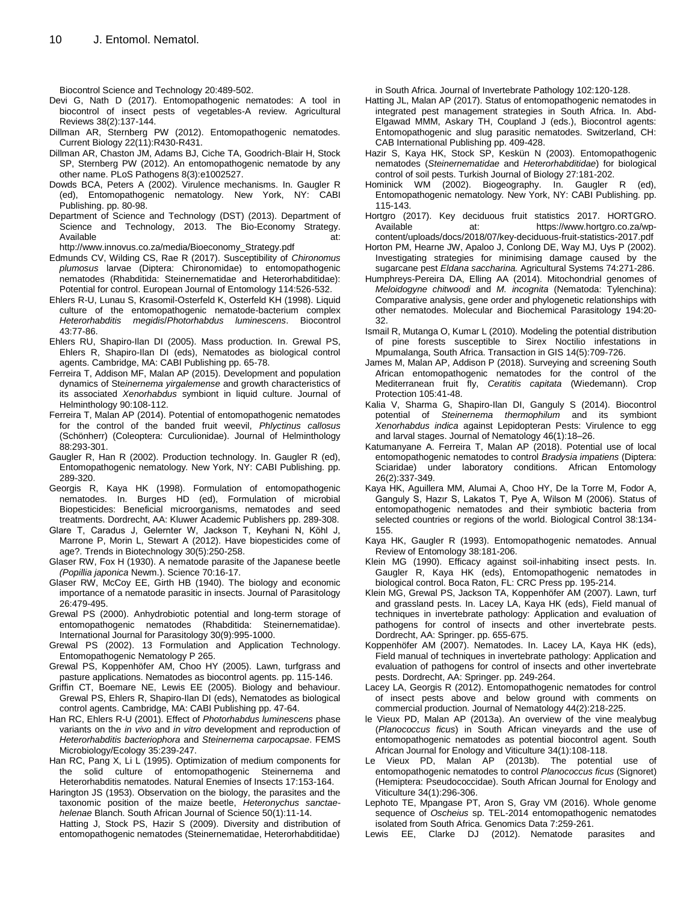Biocontrol Science and Technology 20:489-502.

Devi G, Nath D (2017). Entomopathogenic nematodes: A tool in biocontrol of insect pests of vegetables-A review. Agricultural Reviews 38(2):137-144.

Dillman AR, Sternberg PW (2012). Entomopathogenic nematodes. Current Biology 22(11):R430-R431.

Dillman AR, Chaston JM, Adams BJ, Ciche TA, Goodrich-Blair H, Stock SP, Sternberg PW (2012). An entomopathogenic nematode by any other name. PLoS Pathogens 8(3):e1002527.

Dowds BCA, Peters A (2002). Virulence mechanisms. In. Gaugler R (ed), Entomopathogenic nematology. New York, NY: CABI Publishing. pp. 80-98.

Department of Science and Technology (DST) (2013). Department of Science and Technology, 2013. The Bio-Economy Strategy. Available at: http://www.innovus.co.za/media/Bioeconomy_Strategy.pdf

Edmunds CV, Wilding CS, Rae R (2017). Susceptibility of *Chironomus plumosus* larvae (Diptera: Chironomidae) to entomopathogenic nematodes (Rhabditida: Steinernematidae and Heterorhabditidae): Potential for control. European Journal of Entomology 114:526-532.

Ehlers R-U, Lunau S, Krasomil-Osterfeld K, Osterfeld KH (1998). Liquid culture of the entomopathogenic nematode-bacterium complex *Heterorhabditis megidis*/*Photorhabdus luminescens*. Biocontrol 43:77-86.

Ehlers RU, Shapiro-Ilan DI (2005). Mass production. In. Grewal PS, Ehlers R, Shapiro-Ilan DI (eds), Nematodes as biological control agents. Cambridge, MA: CABI Publishing pp. 65-78.

Ferreira T, Addison MF, Malan AP (2015). Development and population dynamics of *Steinernema yirgalemense* and growth characteristics of its associated *Xenorhabdus* symbiont in liquid culture. Journal of Helminthology 90:108-112.

Ferreira T, Malan AP (2014). Potential of entomopathogenic nematodes for the control of the banded fruit weevil, *Phlyctinus callosus* (Schönherr) (Coleoptera: Curculionidae). Journal of Helminthology 88:293-301.

Gaugler R, Han R (2002). Production technology. In. Gaugler R (ed), Entomopathogenic nematology. New York, NY: CABI Publishing. pp. 289-320.

Georgis R, Kaya HK (1998). Formulation of entomopathogenic nematodes. In. Burges HD (ed), Formulation of microbial Biopesticides: Beneficial microorganisms, nematodes and seed treatments. Dordrecht, AA: Kluwer Academic Publishers pp. 289-308.

Glare T, Caradus J, Gelernter W, Jackson T, Keyhani N, Köhl J, Marrone P, Morin L, Stewart A (2012). Have biopesticides come of age?. Trends in Biotechnology 30(5):250-258.

Glaser RW, Fox H (1930). A nematode parasite of the Japanese beetle *(Popillia japonica* Newm.). Science 70:16-17.

Glaser RW, McCoy EE, Girth HB (1940). The biology and economic importance of a nematode parasitic in insects. Journal of Parasitology 26:479-495.

Grewal PS (2000). Anhydrobiotic potential and long-term storage of entomopathogenic nematodes (Rhabditida: Steinernematidae). International Journal for Parasitology 30(9):995-1000.

Grewal PS (2002). 13 Formulation and Application Technology. Entomopathogenic Nematology P 265.

Grewal PS, Koppenhöfer AM, Choo HY (2005). Lawn, turfgrass and pasture applications. Nematodes as biocontrol agents. pp. 115-146.

Griffin CT, Boemare NE, Lewis EE (2005). Biology and behaviour. Grewal PS, Ehlers R, Shapiro-Ilan DI (eds), Nematodes as biological control agents. Cambridge, MA: CABI Publishing pp. 47-64.

Han RC, Ehlers R-U (2001). Effect of *Photorhabdus luminescens* phase variants on the *in vivo* and *in vitro* development and reproduction of *Heterorhabditis bacteriophora* and *Steinernema carpocapsae*. FEMS Microbiology/Ecology 35:239-247.

Han RC, Pang X, Li L (1995). Optimization of medium components for the solid culture of entomopathogenic Steinernema and Heterorhabditis nematodes. Natural Enemies of Insects 17:153-164.

Harington JS (1953). Observation on the biology, the parasites and the taxonomic position of the maize beetle, *Heteronychus sanctae-helenae* Blanch. South African Journal of Science 50(1):11-14.

Hatting J, Stock PS, Hazir S (2009). Diversity and distribution of entomopathogenic nematodes (Steinernematidae, Heterorhabditidae) in South Africa. Journal of Invertebrate Pathology 102:120-128.

Hatting JL, Malan AP (2017). Status of entomopathogenic nematodes in integrated pest management strategies in South Africa. In. Abd-Elgawad MMM, Askary TH, Coupland J (eds.), Biocontrol agents: Entomopathogenic and slug parasitic nematodes. Switzerland, CH: CAB International Publishing pp. 409-428.

Hazir S, Kaya HK, Stock SP, Keskün N (2003). Entomopathogenic nematodes (*Steinernematidae* and *Heterorhabditidae*) for biological control of soil pests. Turkish Journal of Biology 27:181-202.

Hominick WM (2002). Biogeography. In. Gaugler R (ed), Entomopathogenic nematology. New York, NY: CABI Publishing. pp. 115-143.

Hortgro (2017). Key deciduous fruit statistics 2017. HORTGRO. Available at: https://www.hortgro.co.za/wp-content/uploads/docs/2018/07/key-deciduous-fruit-statistics-2017.pdf

Horton PM, Hearne JW, Apaloo J, Conlong DE, Way MJ, Uys P (2002). Investigating strategies for minimising damage caused by the sugarcane pest *Eldana saccharina.* Agricultural Systems 74:271-286.

Humphreys-Pereira DA, Elling AA (2014). Mitochondrial genomes of *Meloidogyne chitwoodi* and *M. incognita* (Nematoda: Tylenchina): Comparative analysis, gene order and phylogenetic relationships with other nematodes. Molecular and Biochemical Parasitology 194:20-32.

Ismail R, Mutanga O, Kumar L (2010). Modeling the potential distribution of pine forests susceptible to Sirex Noctilio infestations in Mpumalanga, South Africa. Transaction in GIS 14(5):709-726.

James M, Malan AP, Addison P (2018). Surveying and screening South African entomopathogenic nematodes for the control of the Mediterranean fruit fly, *Ceratitis capitata* (Wiedemann). Crop Protection 105:41-48.

Kalia V, Sharma G, Shapiro-Ilan DI, Ganguly S (2014). Biocontrol potential of *Steinernema thermophilum* and its symbiont *Xenorhabdus indica* against Lepidopteran Pests: Virulence to egg and larval stages. Journal of Nematology 46(1):18–26.

Katumanyane A. Ferreira T, Malan AP (2018). Potential use of local entomopathogenic nematodes to control *Bradysia impatiens* (Diptera: Sciaridae) under laboratory conditions. African Entomology 26(2):337-349.

Kaya HK, Aguillera MM, Alumai A, Choo HY, De la Torre M, Fodor A, Ganguly S, Hazır S, Lakatos T, Pye A, Wilson M (2006). Status of entomopathogenic nematodes and their symbiotic bacteria from selected countries or regions of the world. Biological Control 38:134-155.

Kaya HK, Gaugler R (1993). Entomopathogenic nematodes. Annual Review of Entomology 38:181-206.

Klein MG (1990). Efficacy against soil-inhabiting insect pests. In. Gaugler R, Kaya HK (eds), Entomopathogenic nematodes in biological control. Boca Raton, FL: CRC Press pp. 195-214.

Klein MG, Grewal PS, Jackson TA, Koppenhöfer AM (2007). Lawn, turf and grassland pests. In. Lacey LA, Kaya HK (eds), Field manual of techniques in invertebrate pathology: Application and evaluation of pathogens for control of insects and other invertebrate pests. Dordrecht, AA: Springer. pp. 655-675.

Koppenhöfer AM (2007). Nematodes. In. Lacey LA, Kaya HK (eds), Field manual of techniques in invertebrate pathology: Application and evaluation of pathogens for control of insects and other invertebrate pests. Dordrecht, AA: Springer. pp. 249-264.

Lacey LA, Georgis R (2012). Entomopathogenic nematodes for control of insect pests above and below ground with comments on commercial production. Journal of Nematology 44(2):218-225.

le Vieux PD, Malan AP (2013a). An overview of the vine mealybug (*Planococcus ficus*) in South African vineyards and the use of entomopathogenic nematodes as potential biocontrol agent. South African Journal for Enology and Viticulture 34(1):108-118.

Le Vieux PD, Malan AP (2013b). The potential use of entomopathogenic nematodes to control *Planococcus ficus* (Signoret) (Hemiptera: Pseudococcidae). South African Journal for Enology and Viticulture 34(1):296-306.

Lephoto TE, Mpangase PT, Aron S, Gray VM (2016). Whole genome sequence of *Oscheius* sp. TEL-2014 entomopathogenic nematodes isolated from South Africa. Genomics Data 7:259-261.

Lewis EE, Clarke DJ (2012). Nematode parasites and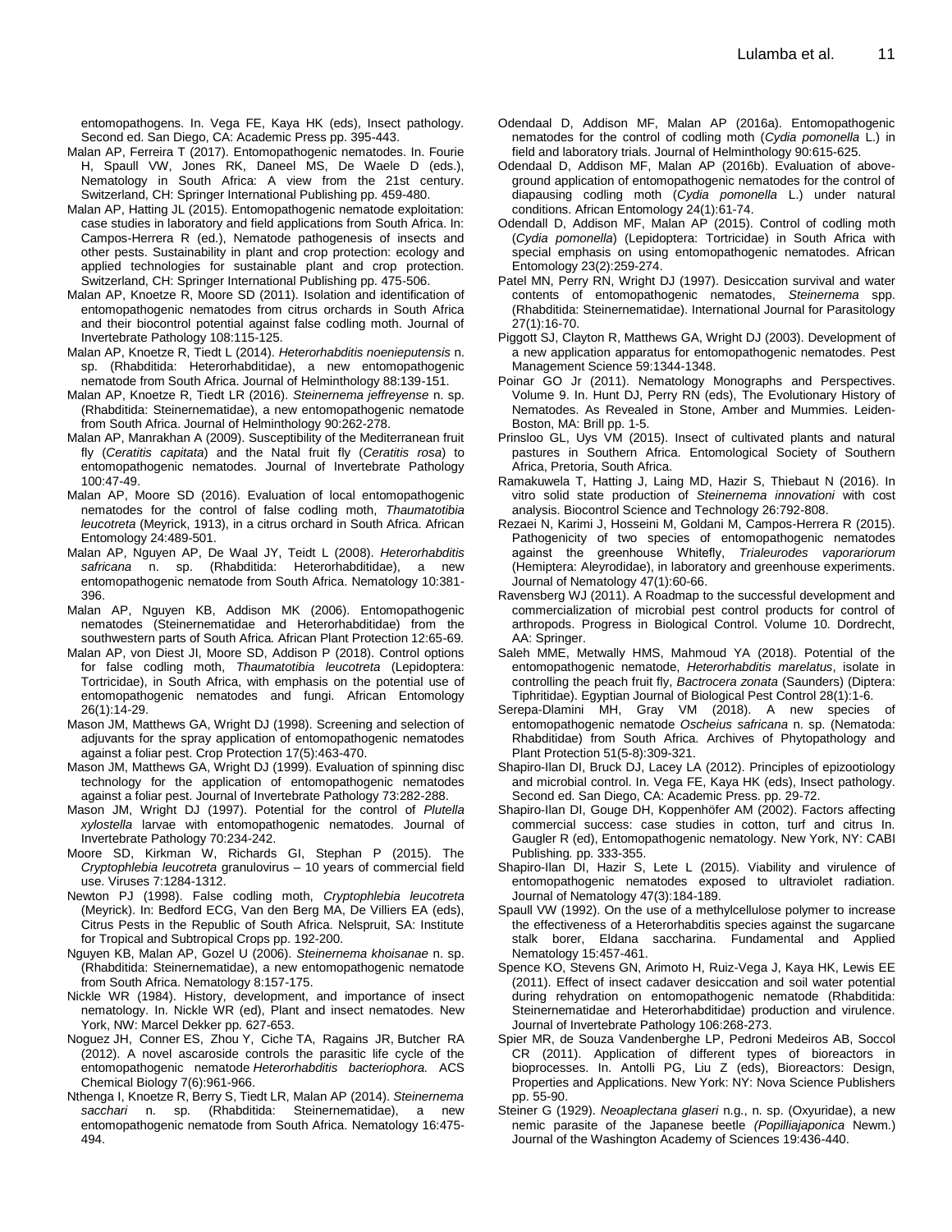entomopathogens. In. Vega FE, Kaya HK (eds), Insect pathology. Second ed. San Diego, CA: Academic Press pp. 395-443.

Malan AP, Ferreira T (2017). Entomopathogenic nematodes. In. Fourie H, Spaull VW, Jones RK, Daneel MS, De Waele D (eds.), Nematology in South Africa: A view from the 21st century. Switzerland, CH: Springer International Publishing pp. 459-480.

Malan AP, Hatting JL (2015). Entomopathogenic nematode exploitation: case studies in laboratory and field applications from South Africa. In: Campos-Herrera R (ed.), Nematode pathogenesis of insects and other pests. Sustainability in plant and crop protection: ecology and applied technologies for sustainable plant and crop protection. Switzerland, CH: Springer International Publishing pp. 475-506.

Malan AP, Knoetze R, Moore SD (2011). Isolation and identification of entomopathogenic nematodes from citrus orchards in South Africa and their biocontrol potential against false codling moth. Journal of Invertebrate Pathology 108:115-125.

Malan AP, Knoetze R, Tiedt L (2014). *Heterorhabditis noenieputensis* n. sp. (Rhabditida: Heterorhabditidae), a new entomopathogenic nematode from South Africa. Journal of Helminthology 88:139-151.

Malan AP, Knoetze R, Tiedt LR (2016). *Steinernema jeffreyense* n. sp. (Rhabditida: Steinernematidae), a new entomopathogenic nematode from South Africa. Journal of Helminthology 90:262-278.

Malan AP, Manrakhan A (2009). Susceptibility of the Mediterranean fruit fly (*Ceratitis capitata*) and the Natal fruit fly (*Ceratitis rosa*) to entomopathogenic nematodes. Journal of Invertebrate Pathology 100:47-49.

Malan AP, Moore SD (2016). Evaluation of local entomopathogenic nematodes for the control of false codling moth, *Thaumatotibia leucotreta* (Meyrick, 1913), in a citrus orchard in South Africa. African Entomology 24:489-501.

Malan AP, Nguyen AP, De Waal JY, Teidt L (2008). *Heterorhabditis safricana* n. sp. (Rhabditida: Heterorhabditidae), a new entomopathogenic nematode from South Africa. Nematology 10:381-396.

Malan AP, Nguyen KB, Addison MK (2006). Entomopathogenic nematodes (Steinernematidae and Heterorhabditidae) from the southwestern parts of South Africa. African Plant Protection 12:65-69.

Malan AP, von Diest JI, Moore SD, Addison P (2018). Control options for false codling moth, *Thaumatotibia leucotreta* (Lepidoptera: Tortricidae), in South Africa, with emphasis on the potential use of entomopathogenic nematodes and fungi. African Entomology 26(1):14-29.

Mason JM, Matthews GA, Wright DJ (1998). Screening and selection of adjuvants for the spray application of entomopathogenic nematodes against a foliar pest. Crop Protection 17(5):463-470.

Mason JM, Matthews GA, Wright DJ (1999). Evaluation of spinning disc technology for the application of entomopathogenic nematodes against a foliar pest. Journal of Invertebrate Pathology 73:282-288.

Mason JM, Wright DJ (1997). Potential for the control of *Plutella xylostella* larvae with entomopathogenic nematodes. Journal of Invertebrate Pathology 70:234-242.

Moore SD, Kirkman W, Richards GI, Stephan P (2015). The *Cryptophlebia leucotreta* granulovirus – 10 years of commercial field use. Viruses 7:1284-1312.

Newton PJ (1998). False codling moth, *Cryptophlebia leucotreta* (Meyrick). In: Bedford ECG, Van den Berg MA, De Villiers EA (eds), Citrus Pests in the Republic of South Africa. Nelspruit, SA: Institute for Tropical and Subtropical Crops pp. 192-200.

Nguyen KB, Malan AP, Gozel U (2006). *Steinernema khoisanae* n. sp. (Rhabditida: Steinernematidae), a new entomopathogenic nematode from South Africa. Nematology 8:157-175.

Nickle WR (1984). History, development, and importance of insect nematology. In. Nickle WR (ed), Plant and insect nematodes. New York, NW: Marcel Dekker pp. 627-653.

Noguez JH, Conner ES, Zhou Y, Ciche TA, Ragains JR, Butcher RA (2012). A novel ascaroside controls the parasitic life cycle of the entomopathogenic nematode *Heterorhabditis bacteriophora.* ACS Chemical Biology 7(6):961-966.

Nthenga I, Knoetze R, Berry S, Tiedt LR, Malan AP (2014). *Steinernema sacchari* n. sp. (Rhabditida: Steinernematidae), a new entomopathogenic nematode from South Africa. Nematology 16:475-494.

Odendaal D, Addison MF, Malan AP (2016a). Entomopathogenic nematodes for the control of codling moth (*Cydia pomonella* L.) in field and laboratory trials. Journal of Helminthology 90:615-625.

Odendaal D, Addison MF, Malan AP (2016b). Evaluation of above-ground application of entomopathogenic nematodes for the control of diapausing codling moth (*Cydia pomonella* L.) under natural conditions. African Entomology 24(1):61-74.

Odendall D, Addison MF, Malan AP (2015). Control of codling moth (*Cydia pomonella*) (Lepidoptera: Tortricidae) in South Africa with special emphasis on using entomopathogenic nematodes. African Entomology 23(2):259-274.

Patel MN, Perry RN, Wright DJ (1997). Desiccation survival and water contents of entomopathogenic nematodes, *Steinernema* spp. (Rhabditida: Steinernematidae). International Journal for Parasitology 27(1):16-70.

Piggott SJ, Clayton R, Matthews GA, Wright DJ (2003). Development of a new application apparatus for entomopathogenic nematodes. Pest Management Science 59:1344-1348.

Poinar GO Jr (2011). Nematology Monographs and Perspectives. Volume 9. In. Hunt DJ, Perry RN (eds), The Evolutionary History of Nematodes. As Revealed in Stone, Amber and Mummies. Leiden-Boston, MA: Brill pp. 1-5.

Prinsloo GL, Uys VM (2015). Insect of cultivated plants and natural pastures in Southern Africa. Entomological Society of Southern Africa, Pretoria, South Africa.

Ramakuwela T, Hatting J, Laing MD, Hazir S, Thiebaut N (2016). In vitro solid state production of *Steinernema innovationi* with cost analysis. Biocontrol Science and Technology 26:792-808.

Rezaei N, Karimi J, Hosseini M, Goldani M, Campos-Herrera R (2015). Pathogenicity of two species of entomopathogenic nematodes against the greenhouse Whitefly, *Trialeurodes vaporariorum* (Hemiptera: Aleyrodidae), in laboratory and greenhouse experiments. Journal of Nematology 47(1):60-66.

Ravensberg WJ (2011). A Roadmap to the successful development and commercialization of microbial pest control products for control of arthropods. Progress in Biological Control. Volume 10. Dordrecht, AA: Springer.

Saleh MME, Metwally HMS, Mahmoud YA (2018). Potential of the entomopathogenic nematode, *Heterorhabditis marelatus*, isolate in controlling the peach fruit fly, *Bactrocera zonata* (Saunders) (Diptera: Tiphritidae). Egyptian Journal of Biological Pest Control 28(1):1-6.

Serepa-Dlamini MH, Gray VM (2018). A new species of entomopathogenic nematode *Oscheius safricana* n. sp. (Nematoda: Rhabditidae) from South Africa. Archives of Phytopathology and Plant Protection 51(5-8):309-321.

Shapiro-Ilan DI, Bruck DJ, Lacey LA (2012). Principles of epizootiology and microbial control. In. Vega FE, Kaya HK (eds), Insect pathology. Second ed. San Diego, CA: Academic Press. pp. 29-72.

Shapiro-Ilan DI, Gouge DH, Koppenhöfer AM (2002). Factors affecting commercial success: case studies in cotton, turf and citrus In. Gaugler R (ed), Entomopathogenic nematology. New York, NY: CABI Publishing. pp. 333-355.

Shapiro-Ilan DI, Hazir S, Lete L (2015). Viability and virulence of entomopathogenic nematodes exposed to ultraviolet radiation. Journal of Nematology 47(3):184-189.

Spaull VW (1992). On the use of a methylcellulose polymer to increase the effectiveness of a Heterorhabditis species against the sugarcane stalk borer, Eldana saccharina. Fundamental and Applied Nematology 15:457-461.

Spence KO, Stevens GN, Arimoto H, Ruiz-Vega J, Kaya HK, Lewis EE (2011). Effect of insect cadaver desiccation and soil water potential during rehydration on entomopathogenic nematode (Rhabditida: Steinernematidae and Heterorhabditidae) production and virulence. Journal of Invertebrate Pathology 106:268-273.

Spier MR, de Souza Vandenberghe LP, Pedroni Medeiros AB, Soccol CR (2011). Application of different types of bioreactors in bioprocesses. In. Antolli PG, Liu Z (eds), Bioreactors: Design, Properties and Applications. New York: NY: Nova Science Publishers pp. 55-90.

Steiner G (1929). *Neoaplectana glaseri* n.g., n. sp. (Oxyuridae), a new nemic parasite of the Japanese beetle *(Popilliajaponica* Newm.) Journal of the Washington Academy of Sciences 19:436-440.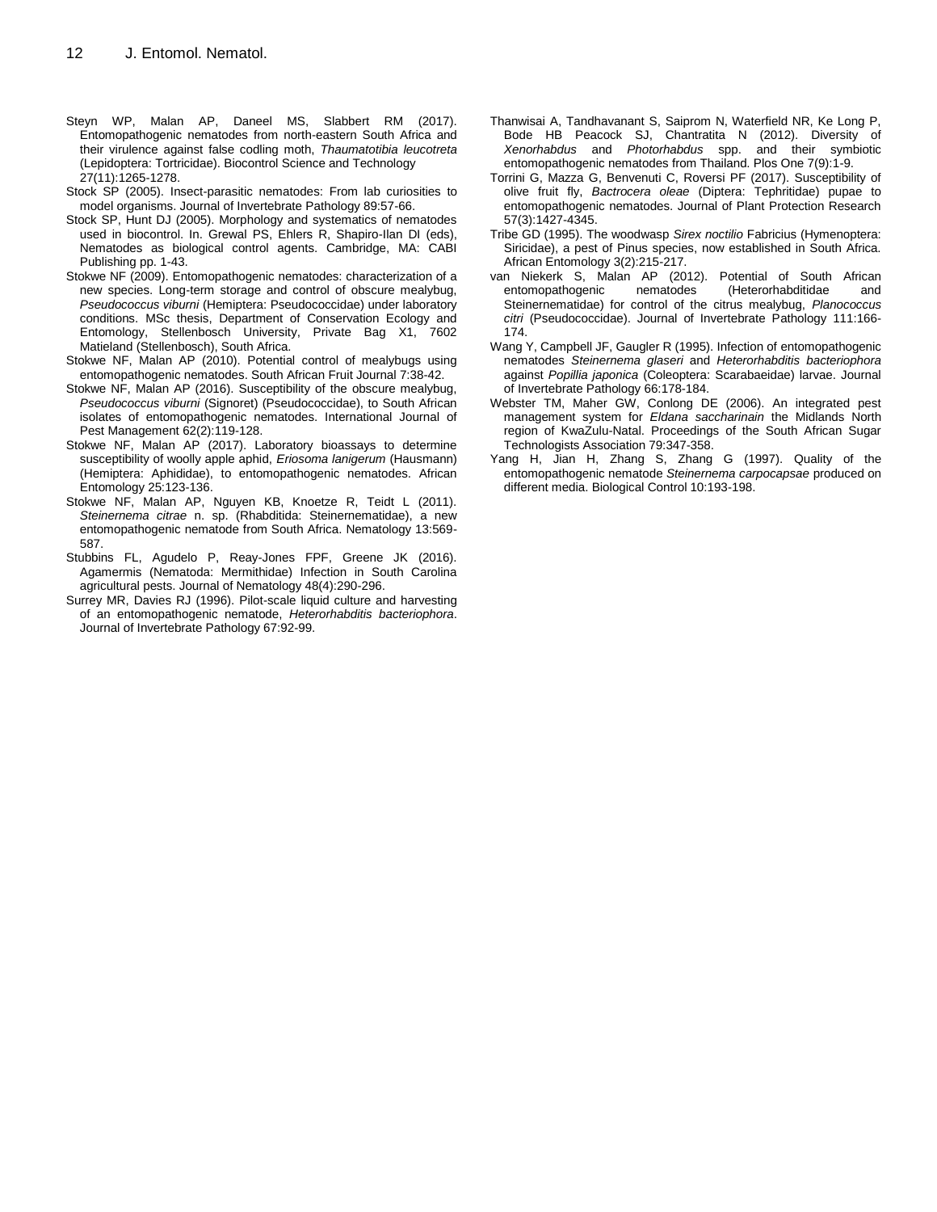Steyn WP, Malan AP, Daneel MS, Slabbert RM (2017). Entomopathogenic nematodes from north-eastern South Africa and their virulence against false codling moth, *Thaumatotibia leucotreta* (Lepidoptera: Tortricidae). Biocontrol Science and Technology 27(11):1265-1278.

Stock SP (2005). Insect-parasitic nematodes: From lab curiosities to model organisms. Journal of Invertebrate Pathology 89:57-66.

Stock SP, Hunt DJ (2005). Morphology and systematics of nematodes used in biocontrol. In. Grewal PS, Ehlers R, Shapiro-Ilan DI (eds), Nematodes as biological control agents. Cambridge, MA: CABI Publishing pp. 1-43.

Stokwe NF (2009). Entomopathogenic nematodes: characterization of a new species. Long-term storage and control of obscure mealybug, *Pseudococcus viburni* (Hemiptera: Pseudococcidae) under laboratory conditions. MSc thesis, Department of Conservation Ecology and Entomology, Stellenbosch University, Private Bag X1, 7602 Matieland (Stellenbosch), South Africa.

Stokwe NF, Malan AP (2010). Potential control of mealybugs using entomopathogenic nematodes. South African Fruit Journal 7:38-42.

Stokwe NF, Malan AP (2016). Susceptibility of the obscure mealybug, *Pseudococcus viburni* (Signoret) (Pseudococcidae), to South African isolates of entomopathogenic nematodes. International Journal of Pest Management 62(2):119-128.

Stokwe NF, Malan AP (2017). Laboratory bioassays to determine susceptibility of woolly apple aphid, *Eriosoma lanigerum* (Hausmann) (Hemiptera: Aphididae), to entomopathogenic nematodes. African Entomology 25:123-136.

Stokwe NF, Malan AP, Nguyen KB, Knoetze R, Teidt L (2011). *Steinernema citrae* n. sp. (Rhabditida: Steinernematidae), a new entomopathogenic nematode from South Africa. Nematology 13:569-587.

Stubbins FL, Agudelo P, Reay-Jones FPF, Greene JK (2016). Agamermis (Nematoda: Mermithidae) Infection in South Carolina agricultural pests. Journal of Nematology 48(4):290-296.

Surrey MR, Davies RJ (1996). Pilot-scale liquid culture and harvesting of an entomopathogenic nematode, *Heterorhabditis bacteriophora*. Journal of Invertebrate Pathology 67:92-99.

Thanwisai A, Tandhavanant S, Saiprom N, Waterfield NR, Ke Long P, Bode HB Peacock SJ, Chantratita N (2012). Diversity of *Xenorhabdus* and *Photorhabdus* spp. and their symbiotic entomopathogenic nematodes from Thailand. Plos One 7(9):1-9.

Torrini G, Mazza G, Benvenuti C, Roversi PF (2017). Susceptibility of olive fruit fly, *Bactrocera oleae* (Diptera: Tephritidae) pupae to entomopathogenic nematodes. Journal of Plant Protection Research 57(3):1427-4345.

Tribe GD (1995). The woodwasp *Sirex noctilio* Fabricius (Hymenoptera: Siricidae), a pest of Pinus species, now established in South Africa. African Entomology 3(2):215-217.

van Niekerk S, Malan AP (2012). Potential of South African entomopathogenic nematodes (Heterorhabditidae and Steinernematidae) for control of the citrus mealybug, *Planococcus citri* (Pseudococcidae). Journal of Invertebrate Pathology 111:166-174.

Wang Y, Campbell JF, Gaugler R (1995). Infection of entomopathogenic nematodes *Steinernema glaseri* and *Heterorhabditis bacteriophora* against *Popillia japonica* (Coleoptera: Scarabaeidae) larvae. Journal of Invertebrate Pathology 66:178-184.

Webster TM, Maher GW, Conlong DE (2006). An integrated pest management system for *Eldana saccharinain* the Midlands North region of KwaZulu-Natal. Proceedings of the South African Sugar Technologists Association 79:347-358.

Yang H, Jian H, Zhang S, Zhang G (1997). Quality of the entomopathogenic nematode *Steinernema carpocapsae* produced on different media. Biological Control 10:193-198.